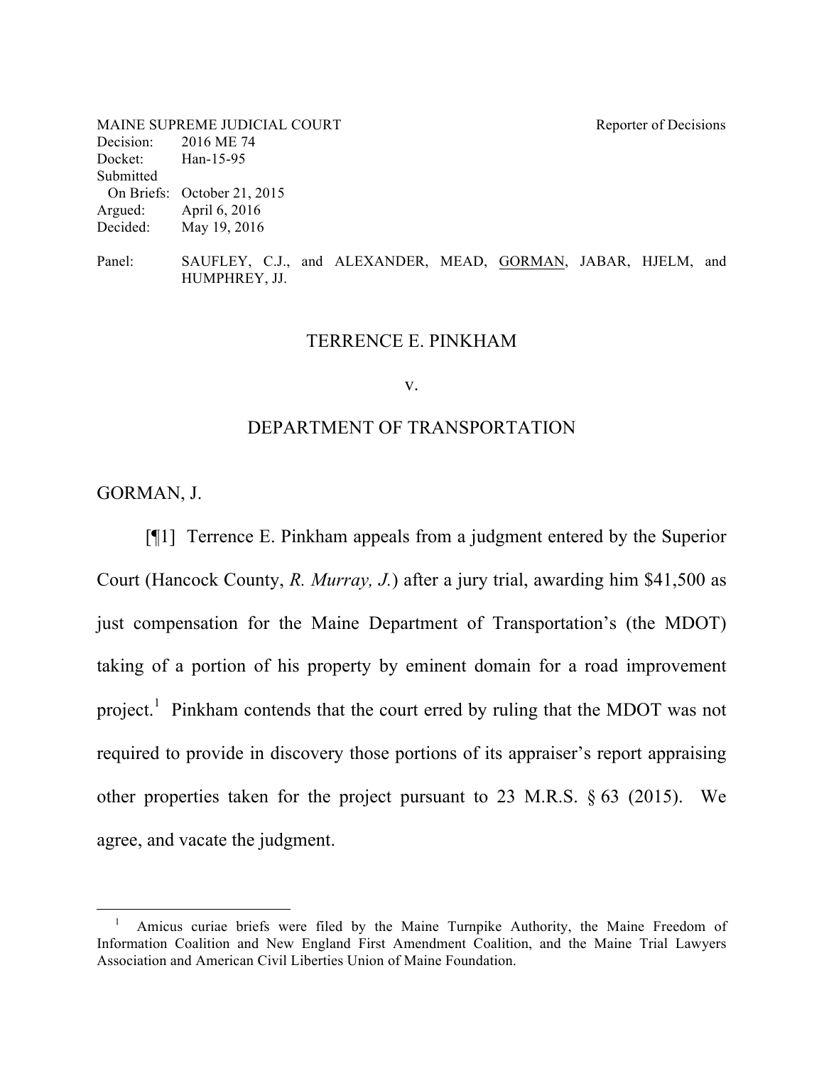MAINE SUPREME JUDICIAL COURT Reporter of Decisions
Decision: 2016 ME 74
Docket: Han-15-95
Submitted
On Briefs: October 21, 2015
Argued: April 6, 2016
Decided: May 19, 2016

Panel: SAUFLEY, C.J., and ALEXANDER, MEAD, GORMAN, JABAR, HJELM, and HUMPHREY, JJ.

TERRENCE E. PINKHAM

v.

DEPARTMENT OF TRANSPORTATION

GORMAN, J.

[¶1] Terrence E. Pinkham appeals from a judgment entered by the Superior Court (Hancock County, *R. Murray, J.*) after a jury trial, awarding him $41,500 as just compensation for the Maine Department of Transportation's (the MDOT) taking of a portion of his property by eminent domain for a road improvement project.[1] Pinkham contends that the court erred by ruling that the MDOT was not required to provide in discovery those portions of its appraiser's report appraising other properties taken for the project pursuant to 23 M.R.S. § 63 (2015). We agree, and vacate the judgment.

[1] Amicus curiae briefs were filed by the Maine Turnpike Authority, the Maine Freedom of Information Coalition and New England First Amendment Coalition, and the Maine Trial Lawyers Association and American Civil Liberties Union of Maine Foundation.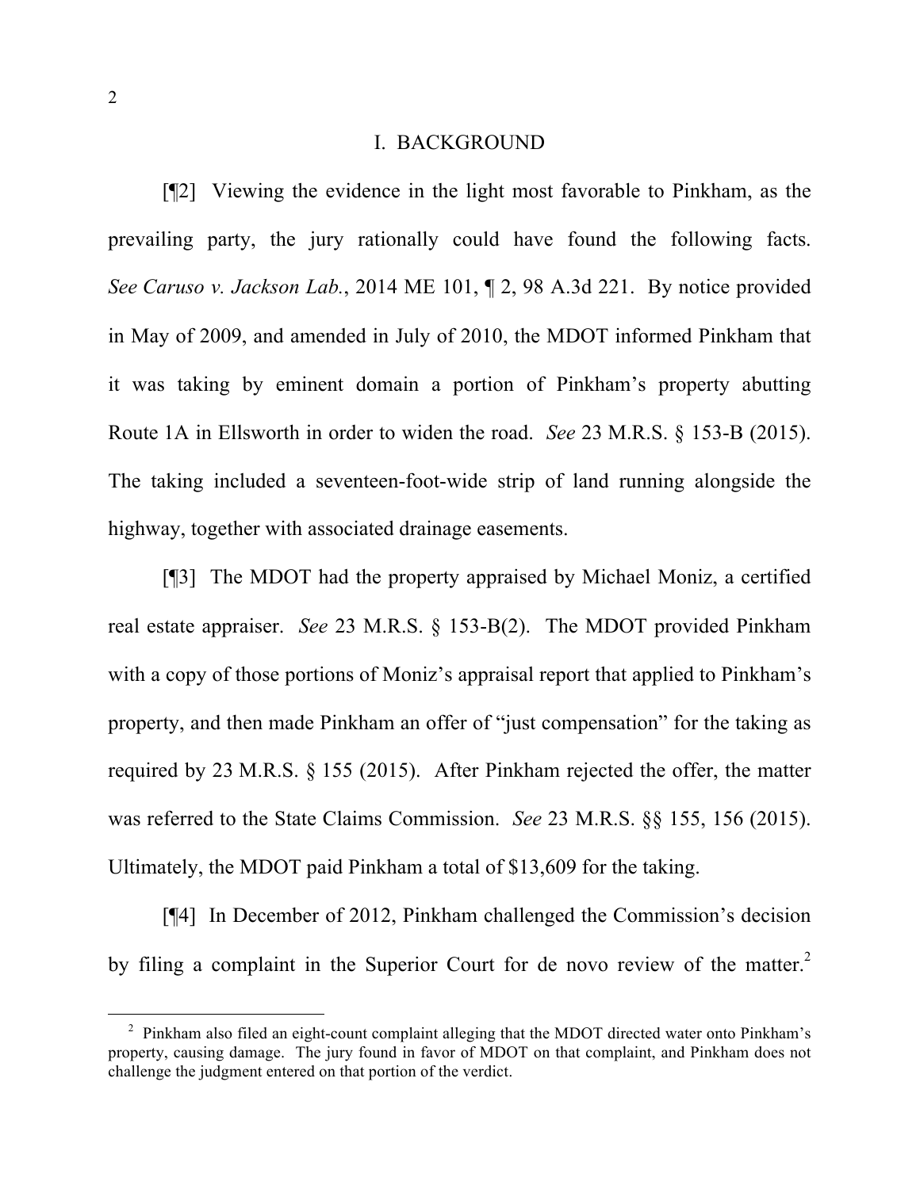## I. BACKGROUND

[¶2] Viewing the evidence in the light most favorable to Pinkham, as the prevailing party, the jury rationally could have found the following facts. *See Caruso v. Jackson Lab.*, 2014 ME 101, ¶ 2, 98 A.3d 221. By notice provided in May of 2009, and amended in July of 2010, the MDOT informed Pinkham that it was taking by eminent domain a portion of Pinkham's property abutting Route 1A in Ellsworth in order to widen the road. *See* 23 M.R.S. § 153-B (2015). The taking included a seventeen-foot-wide strip of land running alongside the highway, together with associated drainage easements.

[¶3] The MDOT had the property appraised by Michael Moniz, a certified real estate appraiser. *See* 23 M.R.S. § 153-B(2). The MDOT provided Pinkham with a copy of those portions of Moniz's appraisal report that applied to Pinkham's property, and then made Pinkham an offer of "just compensation" for the taking as required by 23 M.R.S. § 155 (2015). After Pinkham rejected the offer, the matter was referred to the State Claims Commission. *See* 23 M.R.S. §§ 155, 156 (2015). Ultimately, the MDOT paid Pinkham a total of $13,609 for the taking.

[¶4] In December of 2012, Pinkham challenged the Commission's decision by filing a complaint in the Superior Court for de novo review of the matter.[2]

---

[2] Pinkham also filed an eight-count complaint alleging that the MDOT directed water onto Pinkham's property, causing damage. The jury found in favor of MDOT on that complaint, and Pinkham does not challenge the judgment entered on that portion of the verdict.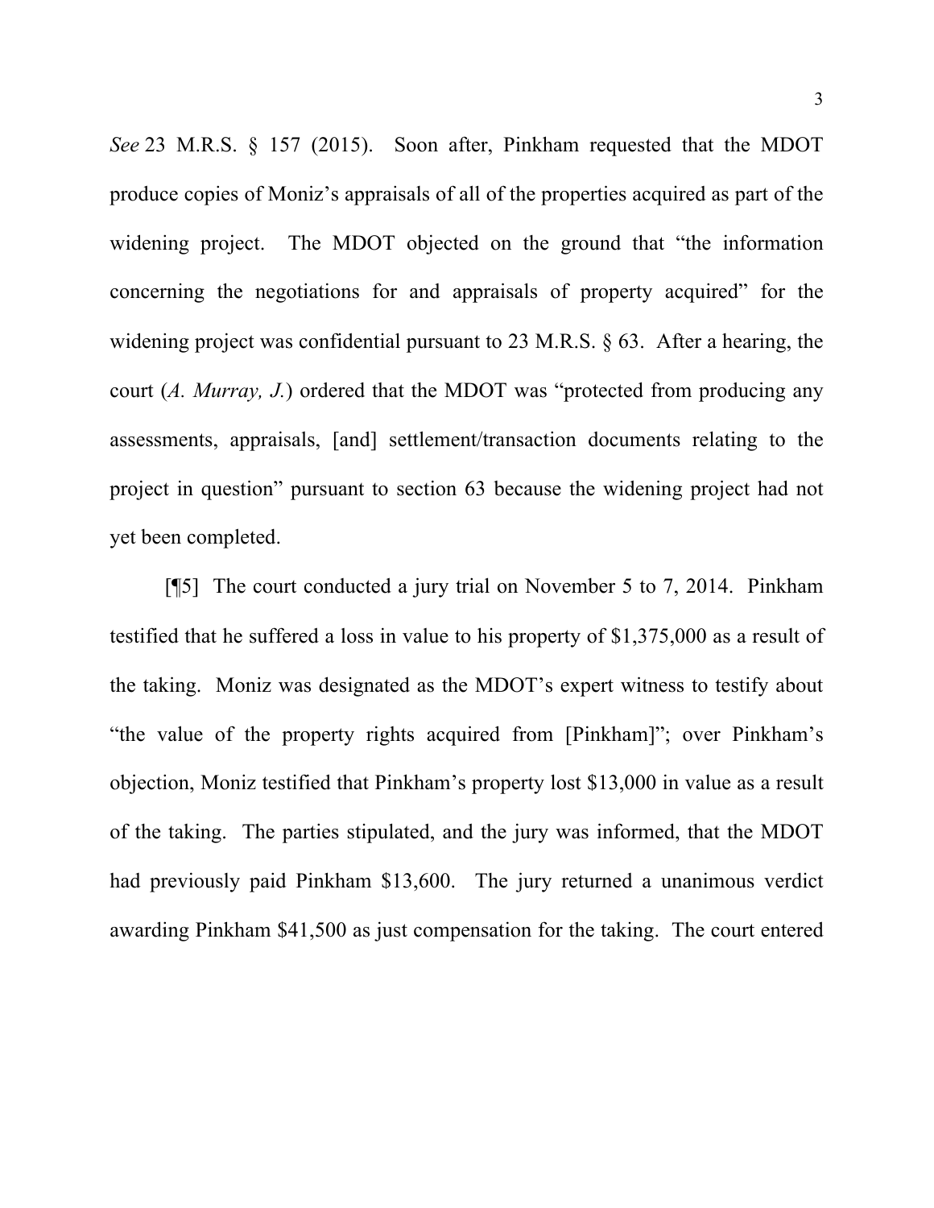*See* 23 M.R.S. § 157 (2015). Soon after, Pinkham requested that the MDOT produce copies of Moniz's appraisals of all of the properties acquired as part of the widening project. The MDOT objected on the ground that "the information concerning the negotiations for and appraisals of property acquired" for the widening project was confidential pursuant to 23 M.R.S. § 63. After a hearing, the court (*A. Murray, J.*) ordered that the MDOT was "protected from producing any assessments, appraisals, [and] settlement/transaction documents relating to the project in question" pursuant to section 63 because the widening project had not yet been completed.

[¶5] The court conducted a jury trial on November 5 to 7, 2014. Pinkham testified that he suffered a loss in value to his property of $1,375,000 as a result of the taking. Moniz was designated as the MDOT's expert witness to testify about "the value of the property rights acquired from [Pinkham]"; over Pinkham's objection, Moniz testified that Pinkham's property lost $13,000 in value as a result of the taking. The parties stipulated, and the jury was informed, that the MDOT had previously paid Pinkham $13,600. The jury returned a unanimous verdict awarding Pinkham $41,500 as just compensation for the taking. The court entered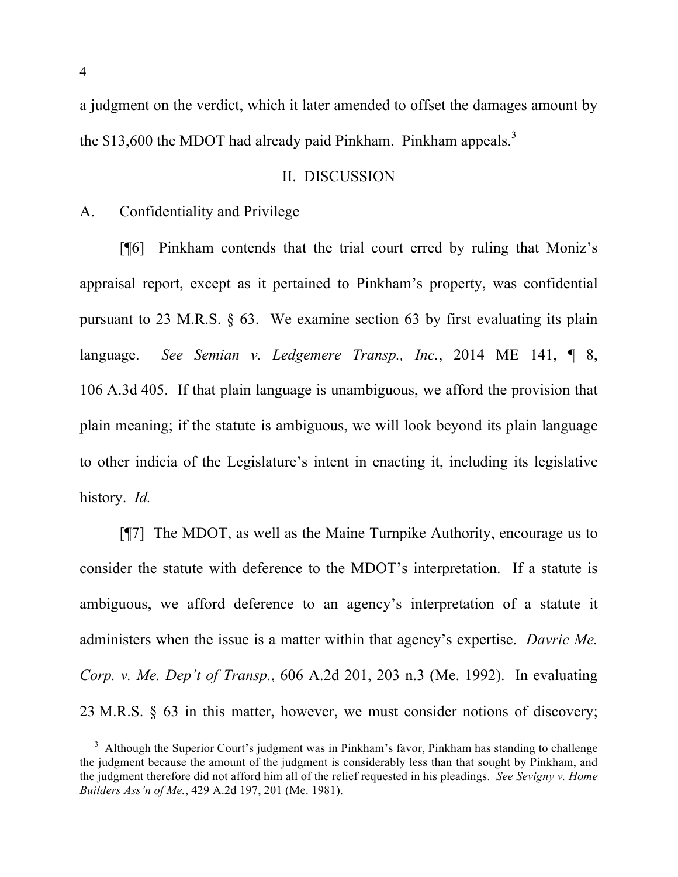a judgment on the verdict, which it later amended to offset the damages amount by the $13,600 the MDOT had already paid Pinkham. Pinkham appeals.[3]

## II. DISCUSSION

### A. Confidentiality and Privilege

[¶6] Pinkham contends that the trial court erred by ruling that Moniz's appraisal report, except as it pertained to Pinkham's property, was confidential pursuant to 23 M.R.S. § 63. We examine section 63 by first evaluating its plain language. *See Semian v. Ledgemere Transp., Inc.*, 2014 ME 141, ¶ 8, 106 A.3d 405. If that plain language is unambiguous, we afford the provision that plain meaning; if the statute is ambiguous, we will look beyond its plain language to other indicia of the Legislature's intent in enacting it, including its legislative history. *Id.*

[¶7] The MDOT, as well as the Maine Turnpike Authority, encourage us to consider the statute with deference to the MDOT's interpretation. If a statute is ambiguous, we afford deference to an agency's interpretation of a statute it administers when the issue is a matter within that agency's expertise. *Davric Me. Corp. v. Me. Dep't of Transp.*, 606 A.2d 201, 203 n.3 (Me. 1992). In evaluating 23 M.R.S. § 63 in this matter, however, we must consider notions of discovery;

---

[3] Although the Superior Court's judgment was in Pinkham's favor, Pinkham has standing to challenge the judgment because the amount of the judgment is considerably less than that sought by Pinkham, and the judgment therefore did not afford him all of the relief requested in his pleadings. *See Sevigny v. Home Builders Ass'n of Me.*, 429 A.2d 197, 201 (Me. 1981).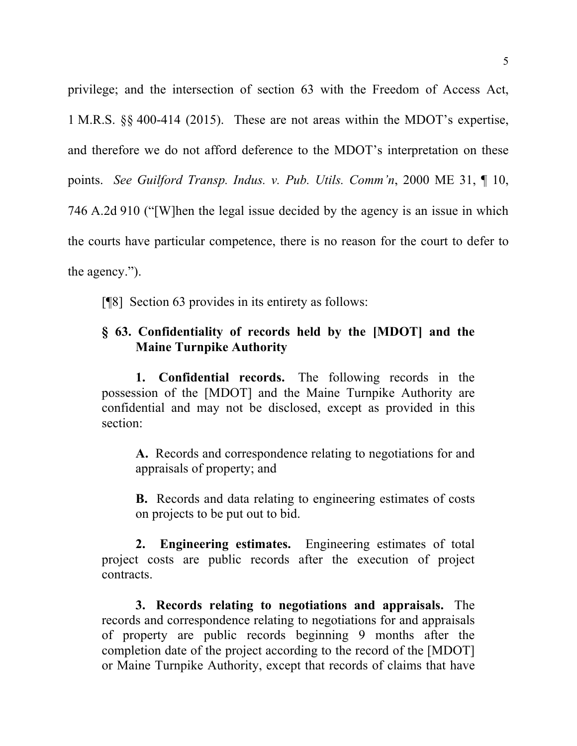privilege; and the intersection of section 63 with the Freedom of Access Act, 1 M.R.S. §§ 400-414 (2015). These are not areas within the MDOT's expertise, and therefore we do not afford deference to the MDOT's interpretation on these points. *See Guilford Transp. Indus. v. Pub. Utils. Comm'n*, 2000 ME 31, ¶ 10, 746 A.2d 910 ("[W]hen the legal issue decided by the agency is an issue in which the courts have particular competence, there is no reason for the court to defer to the agency.").

[¶8] Section 63 provides in its entirety as follows:

> **§ 63. Confidentiality of records held by the [MDOT] and the Maine Turnpike Authority**
>
> **1. Confidential records.** The following records in the possession of the [MDOT] and the Maine Turnpike Authority are confidential and may not be disclosed, except as provided in this section:
>
> > **A.** Records and correspondence relating to negotiations for and appraisals of property; and
> >
> > **B.** Records and data relating to engineering estimates of costs on projects to be put out to bid.
>
> **2. Engineering estimates.** Engineering estimates of total project costs are public records after the execution of project contracts.
>
> **3. Records relating to negotiations and appraisals.** The records and correspondence relating to negotiations for and appraisals of property are public records beginning 9 months after the completion date of the project according to the record of the [MDOT] or Maine Turnpike Authority, except that records of claims that have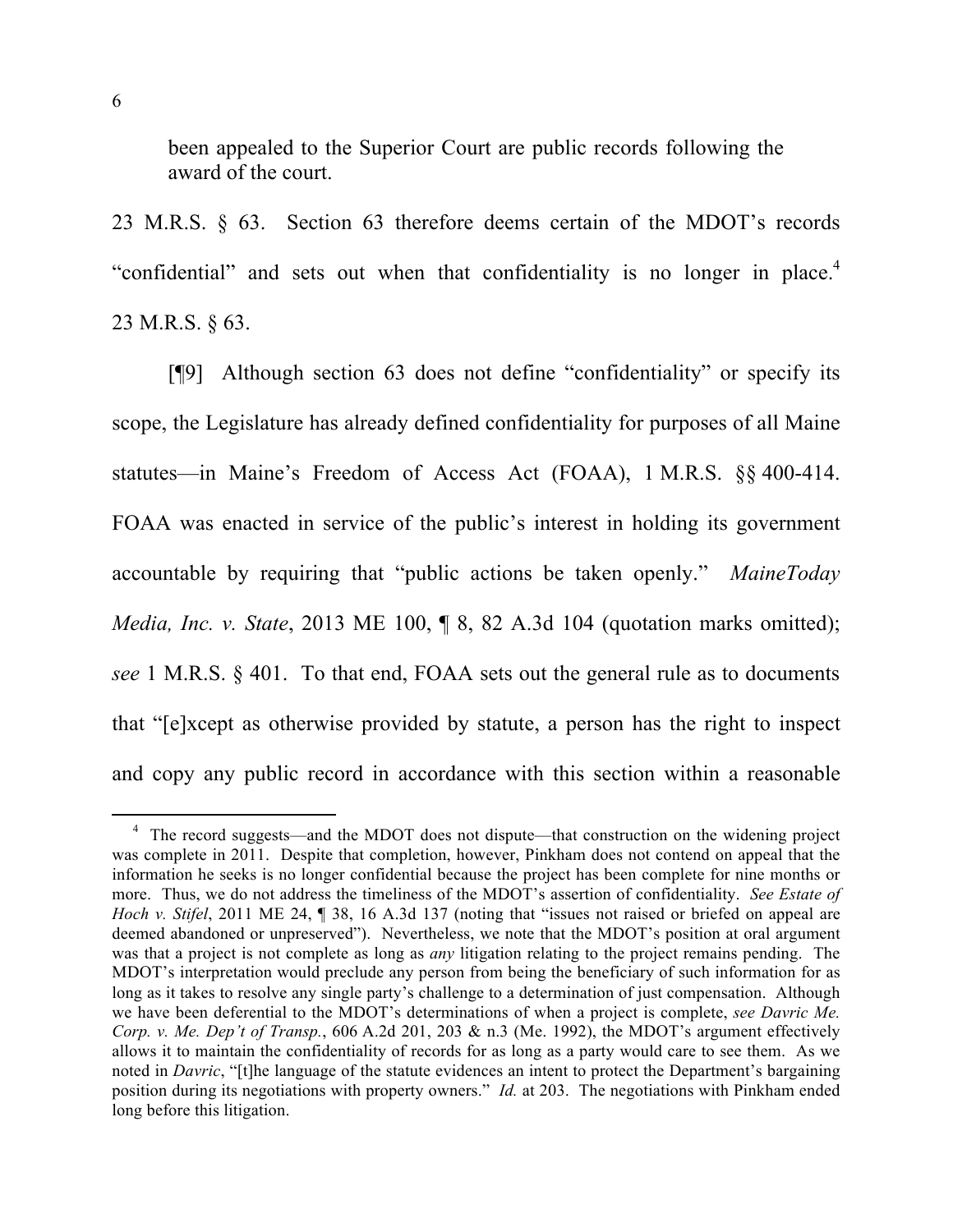been appealed to the Superior Court are public records following the award of the court.

23 M.R.S. § 63. Section 63 therefore deems certain of the MDOT's records "confidential" and sets out when that confidentiality is no longer in place.[4] 23 M.R.S. § 63.

[¶9] Although section 63 does not define "confidentiality" or specify its scope, the Legislature has already defined confidentiality for purposes of all Maine statutes—in Maine's Freedom of Access Act (FOAA), 1 M.R.S. §§ 400-414. FOAA was enacted in service of the public's interest in holding its government accountable by requiring that "public actions be taken openly." *MaineToday Media, Inc. v. State*, 2013 ME 100, ¶ 8, 82 A.3d 104 (quotation marks omitted); *see* 1 M.R.S. § 401. To that end, FOAA sets out the general rule as to documents that "[e]xcept as otherwise provided by statute, a person has the right to inspect and copy any public record in accordance with this section within a reasonable

---

[4] The record suggests—and the MDOT does not dispute—that construction on the widening project was complete in 2011. Despite that completion, however, Pinkham does not contend on appeal that the information he seeks is no longer confidential because the project has been complete for nine months or more. Thus, we do not address the timeliness of the MDOT's assertion of confidentiality. *See Estate of Hoch v. Stifel*, 2011 ME 24, ¶ 38, 16 A.3d 137 (noting that "issues not raised or briefed on appeal are deemed abandoned or unpreserved"). Nevertheless, we note that the MDOT's position at oral argument was that a project is not complete as long as *any* litigation relating to the project remains pending. The MDOT's interpretation would preclude any person from being the beneficiary of such information for as long as it takes to resolve any single party's challenge to a determination of just compensation. Although we have been deferential to the MDOT's determinations of when a project is complete, *see Davric Me. Corp. v. Me. Dep't of Transp.*, 606 A.2d 201, 203 & n.3 (Me. 1992), the MDOT's argument effectively allows it to maintain the confidentiality of records for as long as a party would care to see them. As we noted in *Davric*, "[t]he language of the statute evidences an intent to protect the Department's bargaining position during its negotiations with property owners." *Id.* at 203. The negotiations with Pinkham ended long before this litigation.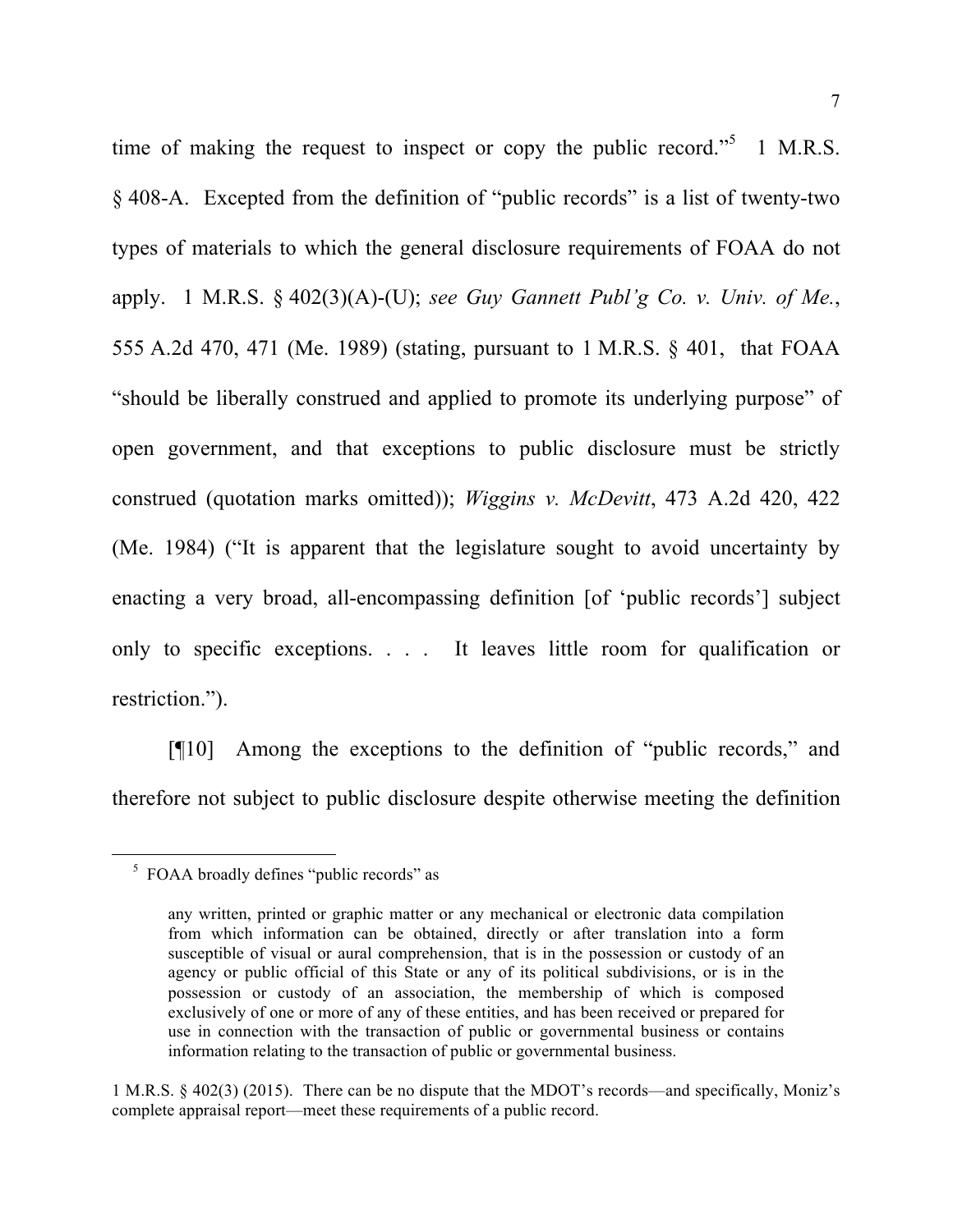time of making the request to inspect or copy the public record."[5] 1 M.R.S. § 408-A. Excepted from the definition of "public records" is a list of twenty-two types of materials to which the general disclosure requirements of FOAA do not apply. 1 M.R.S. § 402(3)(A)-(U); *see Guy Gannett Publ'g Co. v. Univ. of Me.*, 555 A.2d 470, 471 (Me. 1989) (stating, pursuant to 1 M.R.S. § 401, that FOAA "should be liberally construed and applied to promote its underlying purpose" of open government, and that exceptions to public disclosure must be strictly construed (quotation marks omitted)); *Wiggins v. McDevitt*, 473 A.2d 420, 422 (Me. 1984) ("It is apparent that the legislature sought to avoid uncertainty by enacting a very broad, all-encompassing definition [of 'public records'] subject only to specific exceptions. . . . It leaves little room for qualification or restriction.").

[¶10] Among the exceptions to the definition of "public records," and therefore not subject to public disclosure despite otherwise meeting the definition

---

[5] FOAA broadly defines "public records" as

> any written, printed or graphic matter or any mechanical or electronic data compilation from which information can be obtained, directly or after translation into a form susceptible of visual or aural comprehension, that is in the possession or custody of an agency or public official of this State or any of its political subdivisions, or is in the possession or custody of an association, the membership of which is composed exclusively of one or more of any of these entities, and has been received or prepared for use in connection with the transaction of public or governmental business or contains information relating to the transaction of public or governmental business.

1 M.R.S. § 402(3) (2015). There can be no dispute that the MDOT's records—and specifically, Moniz's complete appraisal report—meet these requirements of a public record.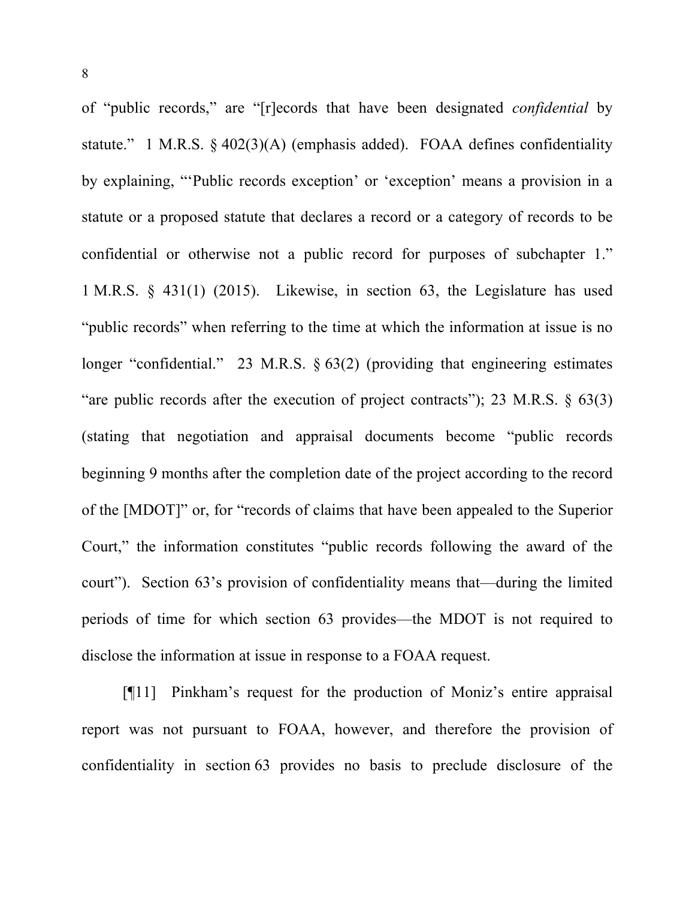of "public records," are "[r]ecords that have been designated *confidential* by statute." 1 M.R.S. § 402(3)(A) (emphasis added). FOAA defines confidentiality by explaining, "'Public records exception' or 'exception' means a provision in a statute or a proposed statute that declares a record or a category of records to be confidential or otherwise not a public record for purposes of subchapter 1." 1 M.R.S. § 431(1) (2015). Likewise, in section 63, the Legislature has used "public records" when referring to the time at which the information at issue is no longer "confidential." 23 M.R.S. § 63(2) (providing that engineering estimates "are public records after the execution of project contracts"); 23 M.R.S. § 63(3) (stating that negotiation and appraisal documents become "public records beginning 9 months after the completion date of the project according to the record of the [MDOT]" or, for "records of claims that have been appealed to the Superior Court," the information constitutes "public records following the award of the court"). Section 63's provision of confidentiality means that—during the limited periods of time for which section 63 provides—the MDOT is not required to disclose the information at issue in response to a FOAA request.

[¶11] Pinkham's request for the production of Moniz's entire appraisal report was not pursuant to FOAA, however, and therefore the provision of confidentiality in section 63 provides no basis to preclude disclosure of the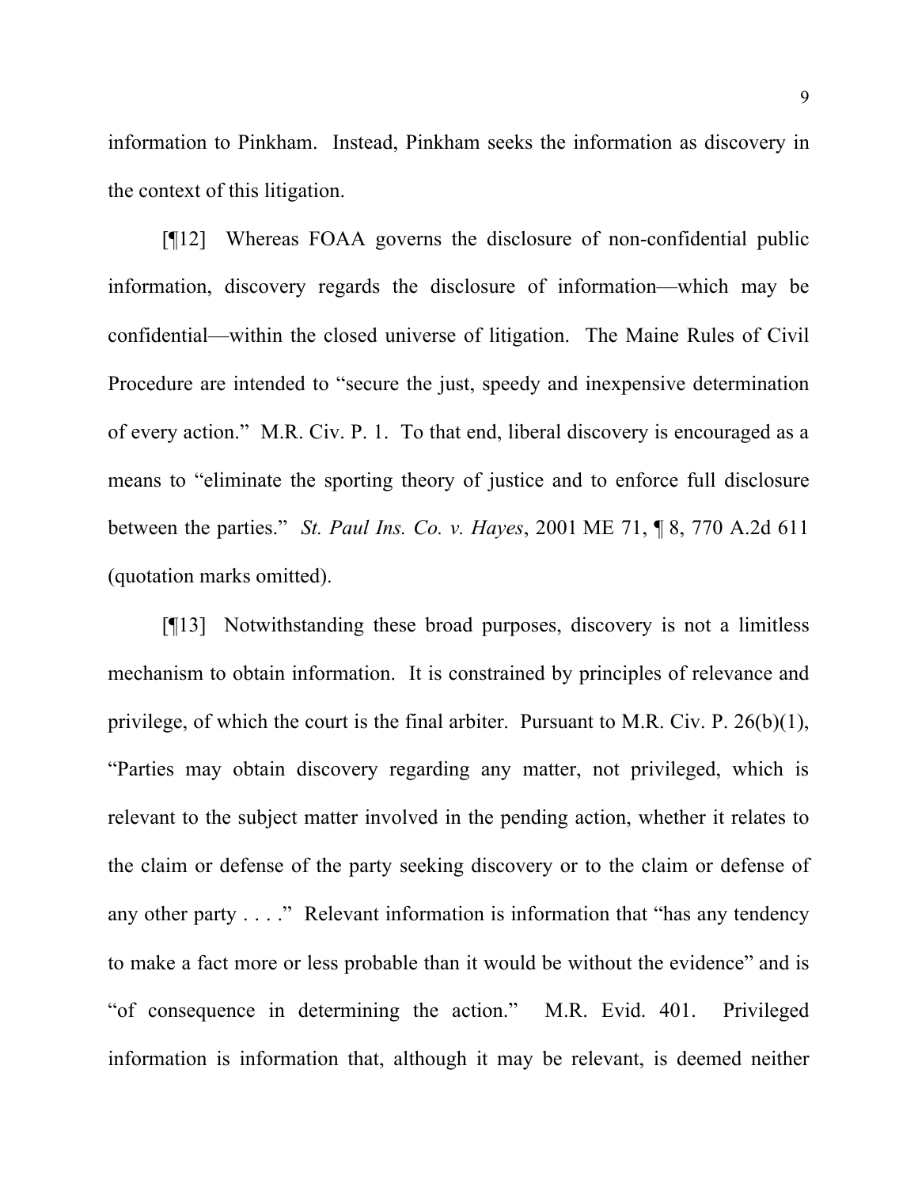information to Pinkham. Instead, Pinkham seeks the information as discovery in the context of this litigation.

[¶12] Whereas FOAA governs the disclosure of non-confidential public information, discovery regards the disclosure of information—which may be confidential—within the closed universe of litigation. The Maine Rules of Civil Procedure are intended to "secure the just, speedy and inexpensive determination of every action." M.R. Civ. P. 1. To that end, liberal discovery is encouraged as a means to "eliminate the sporting theory of justice and to enforce full disclosure between the parties." *St. Paul Ins. Co. v. Hayes*, 2001 ME 71, ¶ 8, 770 A.2d 611 (quotation marks omitted).

[¶13] Notwithstanding these broad purposes, discovery is not a limitless mechanism to obtain information. It is constrained by principles of relevance and privilege, of which the court is the final arbiter. Pursuant to M.R. Civ. P. 26(b)(1), "Parties may obtain discovery regarding any matter, not privileged, which is relevant to the subject matter involved in the pending action, whether it relates to the claim or defense of the party seeking discovery or to the claim or defense of any other party . . . ." Relevant information is information that "has any tendency to make a fact more or less probable than it would be without the evidence" and is "of consequence in determining the action." M.R. Evid. 401. Privileged information is information that, although it may be relevant, is deemed neither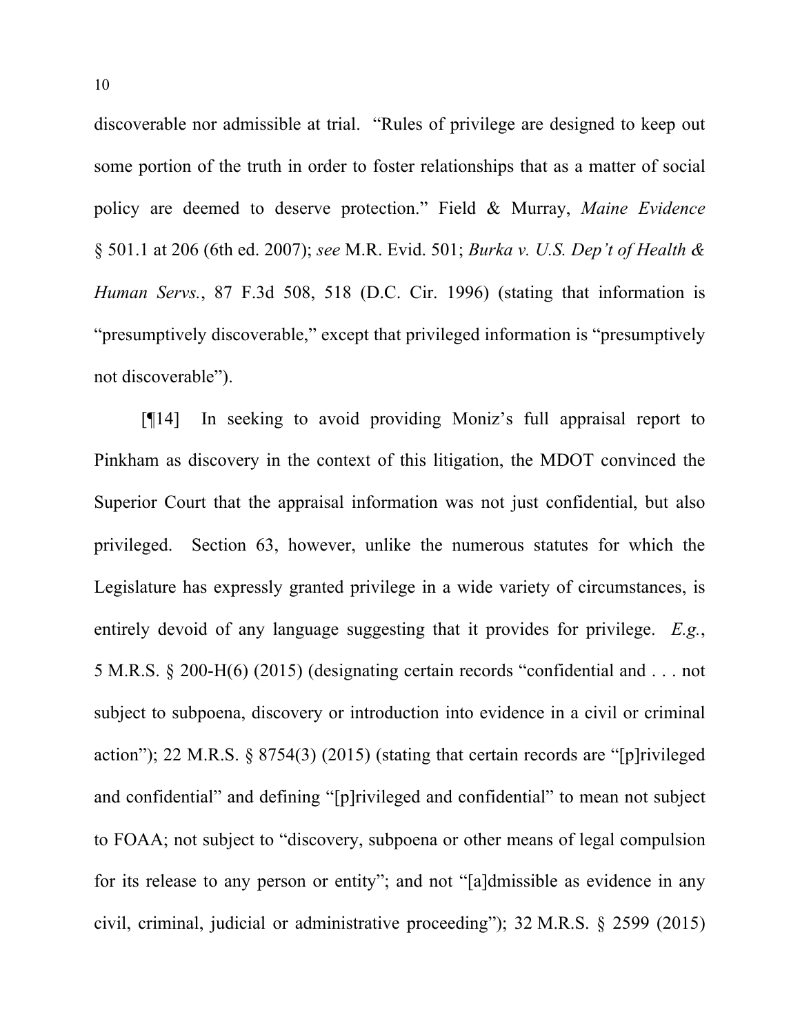discoverable nor admissible at trial. "Rules of privilege are designed to keep out some portion of the truth in order to foster relationships that as a matter of social policy are deemed to deserve protection." Field & Murray, *Maine Evidence* § 501.1 at 206 (6th ed. 2007); *see* M.R. Evid. 501; *Burka v. U.S. Dep't of Health & Human Servs.*, 87 F.3d 508, 518 (D.C. Cir. 1996) (stating that information is "presumptively discoverable," except that privileged information is "presumptively not discoverable").

[¶14] In seeking to avoid providing Moniz's full appraisal report to Pinkham as discovery in the context of this litigation, the MDOT convinced the Superior Court that the appraisal information was not just confidential, but also privileged. Section 63, however, unlike the numerous statutes for which the Legislature has expressly granted privilege in a wide variety of circumstances, is entirely devoid of any language suggesting that it provides for privilege. *E.g.*, 5 M.R.S. § 200-H(6) (2015) (designating certain records "confidential and . . . not subject to subpoena, discovery or introduction into evidence in a civil or criminal action"); 22 M.R.S. § 8754(3) (2015) (stating that certain records are "[p]rivileged and confidential" and defining "[p]rivileged and confidential" to mean not subject to FOAA; not subject to "discovery, subpoena or other means of legal compulsion for its release to any person or entity"; and not "[a]dmissible as evidence in any civil, criminal, judicial or administrative proceeding"); 32 M.R.S. § 2599 (2015)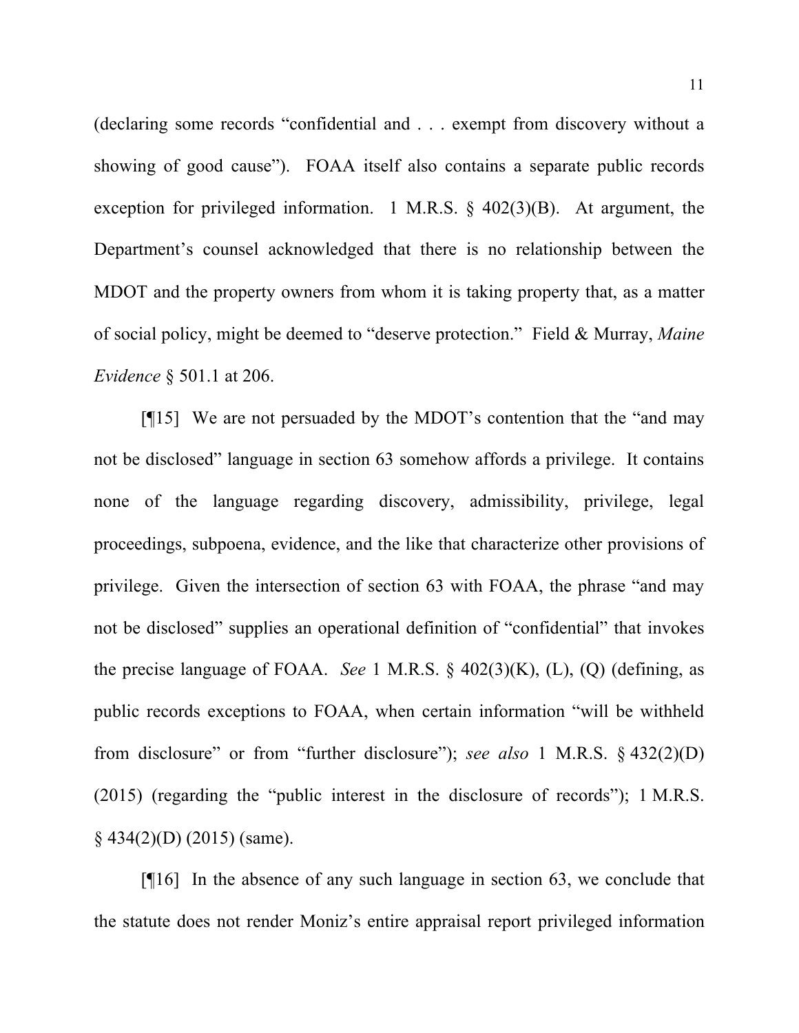(declaring some records "confidential and . . . exempt from discovery without a showing of good cause"). FOAA itself also contains a separate public records exception for privileged information. 1 M.R.S. § 402(3)(B). At argument, the Department's counsel acknowledged that there is no relationship between the MDOT and the property owners from whom it is taking property that, as a matter of social policy, might be deemed to "deserve protection." Field & Murray, *Maine Evidence* § 501.1 at 206.

[¶15] We are not persuaded by the MDOT's contention that the "and may not be disclosed" language in section 63 somehow affords a privilege. It contains none of the language regarding discovery, admissibility, privilege, legal proceedings, subpoena, evidence, and the like that characterize other provisions of privilege. Given the intersection of section 63 with FOAA, the phrase "and may not be disclosed" supplies an operational definition of "confidential" that invokes the precise language of FOAA. *See* 1 M.R.S. § 402(3)(K), (L), (Q) (defining, as public records exceptions to FOAA, when certain information "will be withheld from disclosure" or from "further disclosure"); *see also* 1 M.R.S. § 432(2)(D) (2015) (regarding the "public interest in the disclosure of records"); 1 M.R.S. § 434(2)(D) (2015) (same).

[¶16] In the absence of any such language in section 63, we conclude that the statute does not render Moniz's entire appraisal report privileged information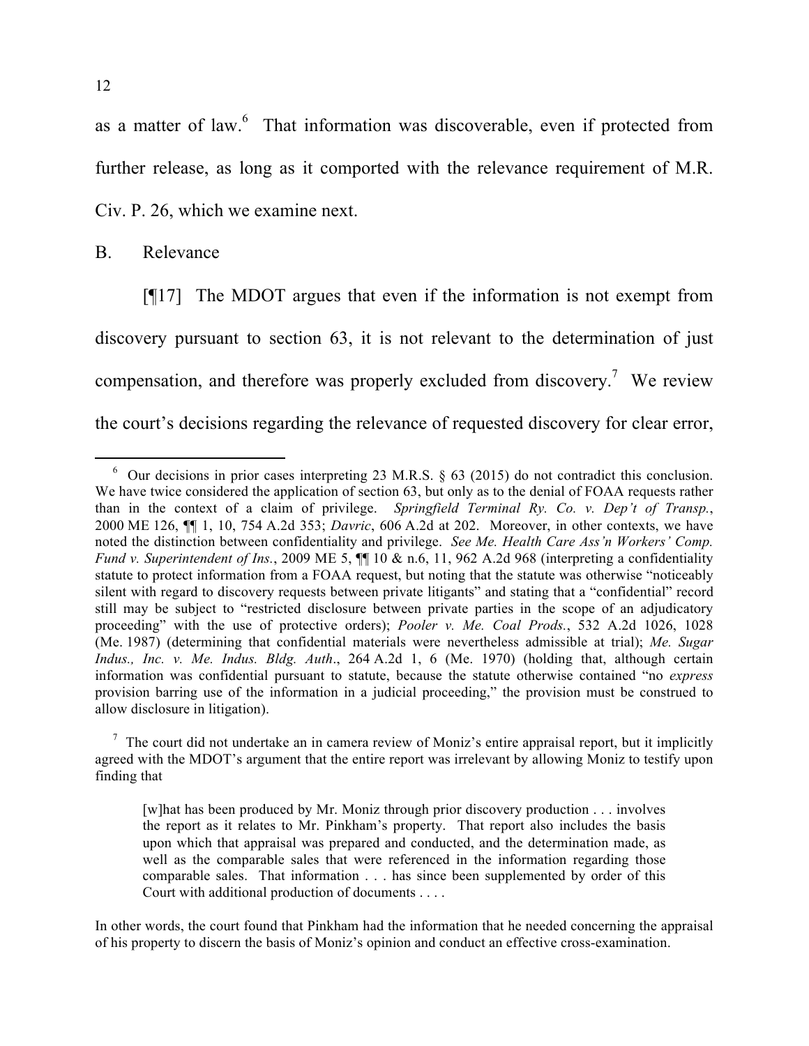as a matter of law.[6] That information was discoverable, even if protected from further release, as long as it comported with the relevance requirement of M.R. Civ. P. 26, which we examine next.

B. Relevance

[¶17] The MDOT argues that even if the information is not exempt from discovery pursuant to section 63, it is not relevant to the determination of just compensation, and therefore was properly excluded from discovery.[7] We review the court's decisions regarding the relevance of requested discovery for clear error,

---

[6] Our decisions in prior cases interpreting 23 M.R.S. § 63 (2015) do not contradict this conclusion. We have twice considered the application of section 63, but only as to the denial of FOAA requests rather than in the context of a claim of privilege. *Springfield Terminal Ry. Co. v. Dep't of Transp.*, 2000 ME 126, ¶¶ 1, 10, 754 A.2d 353; *Davric*, 606 A.2d at 202. Moreover, in other contexts, we have noted the distinction between confidentiality and privilege. *See Me. Health Care Ass'n Workers' Comp. Fund v. Superintendent of Ins.*, 2009 ME 5, ¶¶ 10 & n.6, 11, 962 A.2d 968 (interpreting a confidentiality statute to protect information from a FOAA request, but noting that the statute was otherwise "noticeably silent with regard to discovery requests between private litigants" and stating that a "confidential" record still may be subject to "restricted disclosure between private parties in the scope of an adjudicatory proceeding" with the use of protective orders); *Pooler v. Me. Coal Prods.*, 532 A.2d 1026, 1028 (Me. 1987) (determining that confidential materials were nevertheless admissible at trial); *Me. Sugar Indus., Inc. v. Me. Indus. Bldg. Auth*., 264 A.2d 1, 6 (Me. 1970) (holding that, although certain information was confidential pursuant to statute, because the statute otherwise contained "no *express* provision barring use of the information in a judicial proceeding," the provision must be construed to allow disclosure in litigation).

[7] The court did not undertake an in camera review of Moniz's entire appraisal report, but it implicitly agreed with the MDOT's argument that the entire report was irrelevant by allowing Moniz to testify upon finding that

> [w]hat has been produced by Mr. Moniz through prior discovery production . . . involves the report as it relates to Mr. Pinkham's property. That report also includes the basis upon which that appraisal was prepared and conducted, and the determination made, as well as the comparable sales that were referenced in the information regarding those comparable sales. That information . . . has since been supplemented by order of this Court with additional production of documents . . . .

In other words, the court found that Pinkham had the information that he needed concerning the appraisal of his property to discern the basis of Moniz's opinion and conduct an effective cross-examination.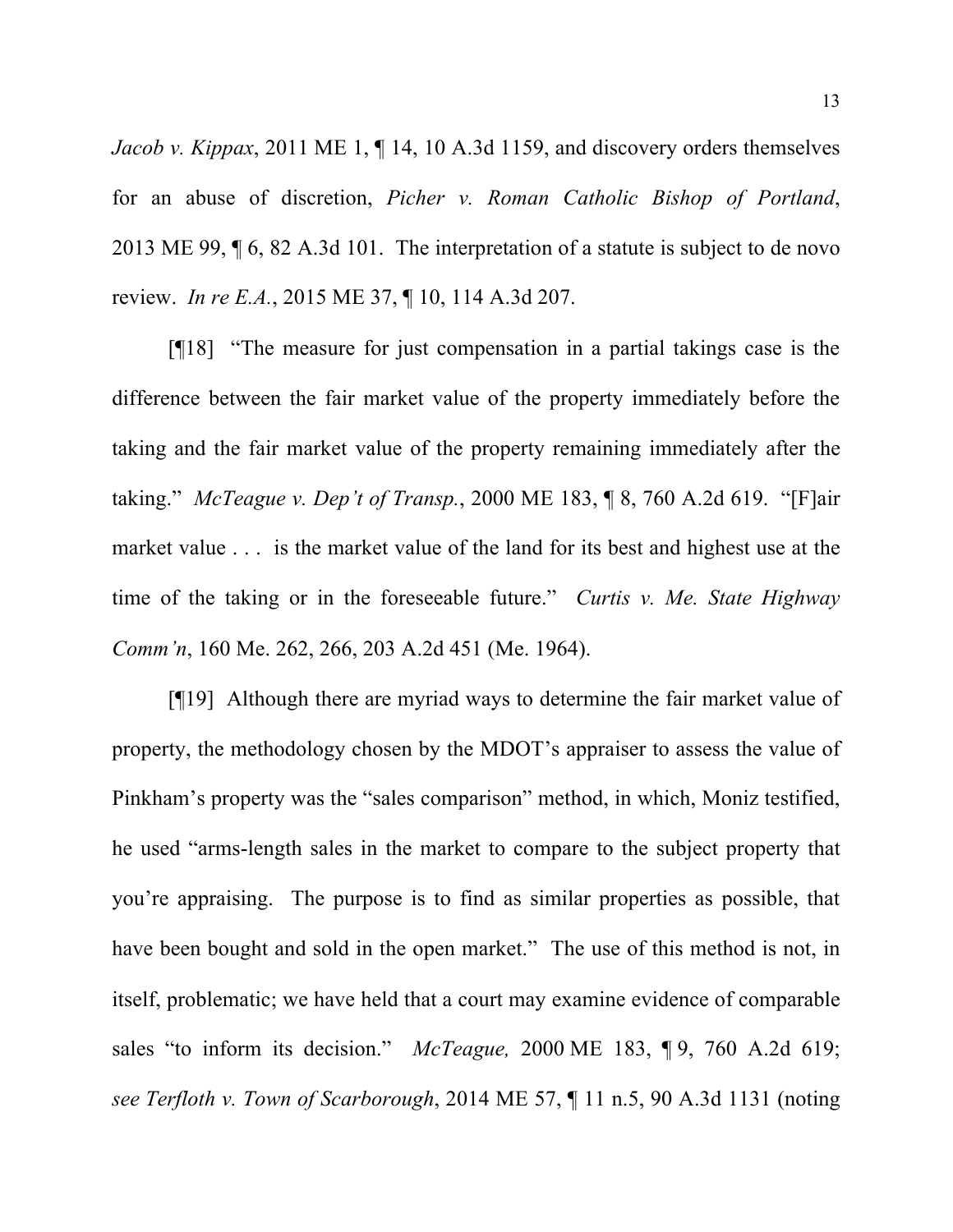*Jacob v. Kippax*, 2011 ME 1, ¶ 14, 10 A.3d 1159, and discovery orders themselves for an abuse of discretion, *Picher v. Roman Catholic Bishop of Portland*, 2013 ME 99, ¶ 6, 82 A.3d 101. The interpretation of a statute is subject to de novo review. *In re E.A.*, 2015 ME 37, ¶ 10, 114 A.3d 207.

[¶18] "The measure for just compensation in a partial takings case is the difference between the fair market value of the property immediately before the taking and the fair market value of the property remaining immediately after the taking." *McTeague v. Dep't of Transp.*, 2000 ME 183, ¶ 8, 760 A.2d 619. "[F]air market value . . . is the market value of the land for its best and highest use at the time of the taking or in the foreseeable future." *Curtis v. Me. State Highway Comm'n*, 160 Me. 262, 266, 203 A.2d 451 (Me. 1964).

[¶19] Although there are myriad ways to determine the fair market value of property, the methodology chosen by the MDOT's appraiser to assess the value of Pinkham's property was the "sales comparison" method, in which, Moniz testified, he used "arms-length sales in the market to compare to the subject property that you're appraising. The purpose is to find as similar properties as possible, that have been bought and sold in the open market." The use of this method is not, in itself, problematic; we have held that a court may examine evidence of comparable sales "to inform its decision." *McTeague,* 2000 ME 183, ¶ 9, 760 A.2d 619; *see Terfloth v. Town of Scarborough*, 2014 ME 57, ¶ 11 n.5, 90 A.3d 1131 (noting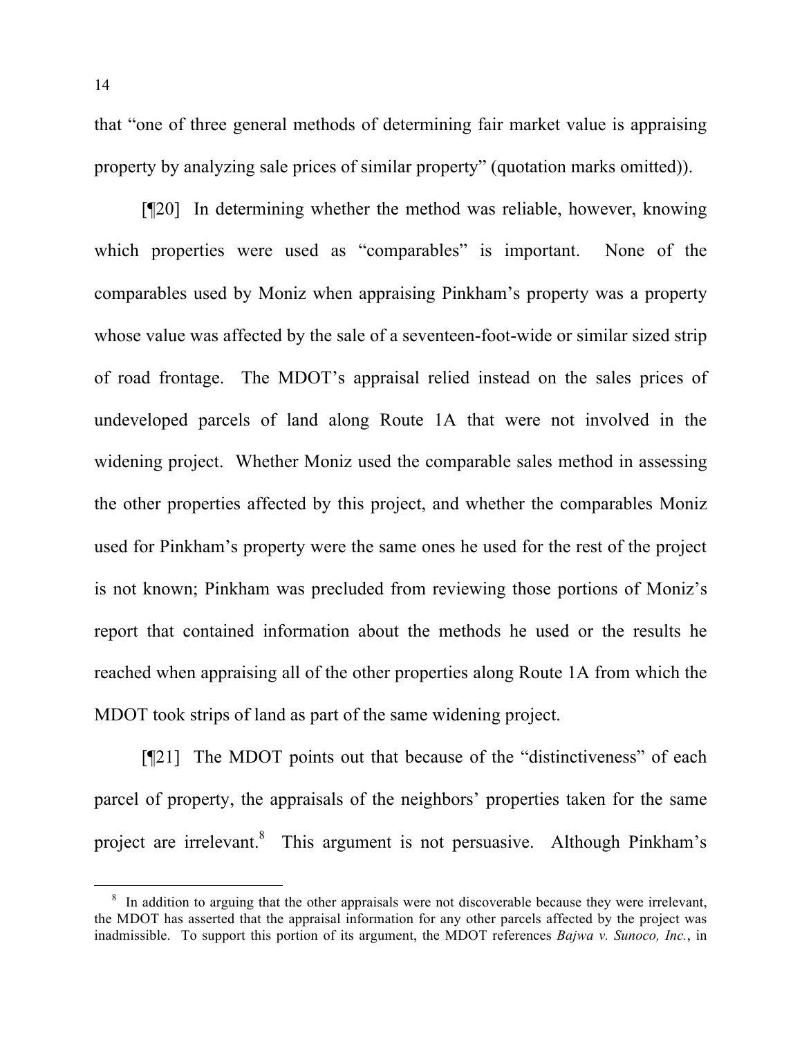that "one of three general methods of determining fair market value is appraising property by analyzing sale prices of similar property" (quotation marks omitted)).

[¶20] In determining whether the method was reliable, however, knowing which properties were used as "comparables" is important. None of the comparables used by Moniz when appraising Pinkham's property was a property whose value was affected by the sale of a seventeen-foot-wide or similar sized strip of road frontage. The MDOT's appraisal relied instead on the sales prices of undeveloped parcels of land along Route 1A that were not involved in the widening project. Whether Moniz used the comparable sales method in assessing the other properties affected by this project, and whether the comparables Moniz used for Pinkham's property were the same ones he used for the rest of the project is not known; Pinkham was precluded from reviewing those portions of Moniz's report that contained information about the methods he used or the results he reached when appraising all of the other properties along Route 1A from which the MDOT took strips of land as part of the same widening project.

[¶21] The MDOT points out that because of the "distinctiveness" of each parcel of property, the appraisals of the neighbors' properties taken for the same project are irrelevant.[8] This argument is not persuasive. Although Pinkham's

---

[8] In addition to arguing that the other appraisals were not discoverable because they were irrelevant, the MDOT has asserted that the appraisal information for any other parcels affected by the project was inadmissible. To support this portion of its argument, the MDOT references *Bajwa v. Sunoco, Inc.*, in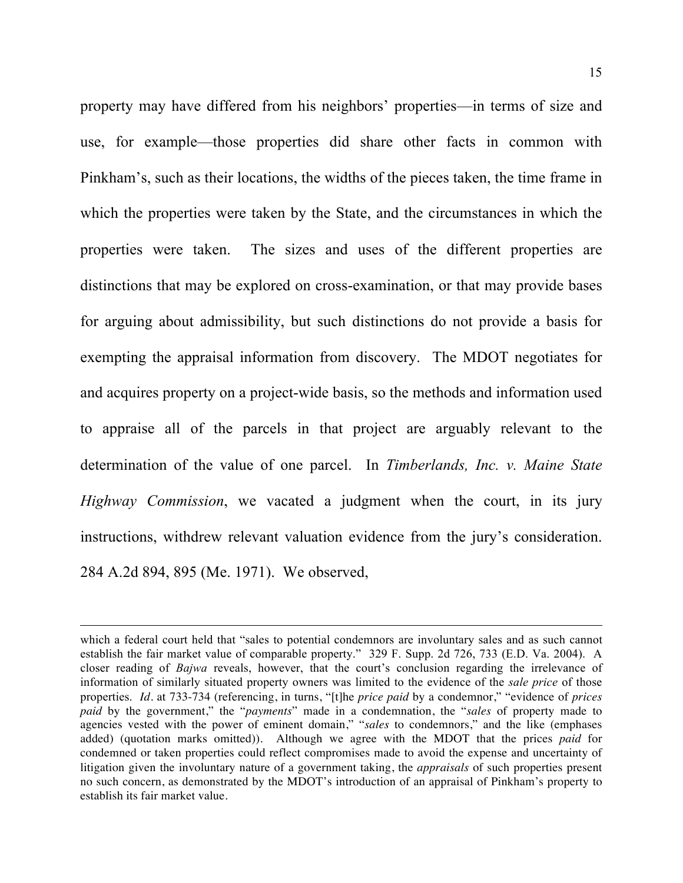property may have differed from his neighbors' properties—in terms of size and use, for example—those properties did share other facts in common with Pinkham's, such as their locations, the widths of the pieces taken, the time frame in which the properties were taken by the State, and the circumstances in which the properties were taken. The sizes and uses of the different properties are distinctions that may be explored on cross-examination, or that may provide bases for arguing about admissibility, but such distinctions do not provide a basis for exempting the appraisal information from discovery. The MDOT negotiates for and acquires property on a project-wide basis, so the methods and information used to appraise all of the parcels in that project are arguably relevant to the determination of the value of one parcel. In *Timberlands, Inc. v. Maine State Highway Commission*, we vacated a judgment when the court, in its jury instructions, withdrew relevant valuation evidence from the jury's consideration. 284 A.2d 894, 895 (Me. 1971). We observed,

---

which a federal court held that "sales to potential condemnors are involuntary sales and as such cannot establish the fair market value of comparable property." 329 F. Supp. 2d 726, 733 (E.D. Va. 2004). A closer reading of *Bajwa* reveals, however, that the court's conclusion regarding the irrelevance of information of similarly situated property owners was limited to the evidence of the *sale price* of those properties. *Id*. at 733-734 (referencing, in turns, "[t]he *price paid* by a condemnor," "evidence of *prices paid* by the government," the "*payments*" made in a condemnation, the "*sales* of property made to agencies vested with the power of eminent domain," "*sales* to condemnors," and the like (emphases added) (quotation marks omitted)). Although we agree with the MDOT that the prices *paid* for condemned or taken properties could reflect compromises made to avoid the expense and uncertainty of litigation given the involuntary nature of a government taking, the *appraisals* of such properties present no such concern, as demonstrated by the MDOT's introduction of an appraisal of Pinkham's property to establish its fair market value.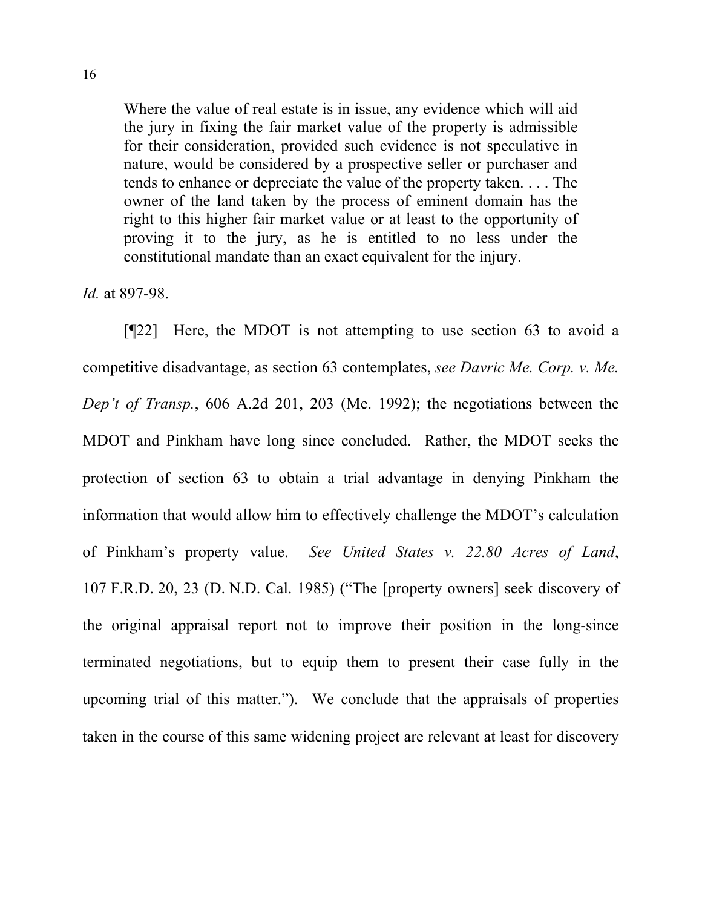> Where the value of real estate is in issue, any evidence which will aid the jury in fixing the fair market value of the property is admissible for their consideration, provided such evidence is not speculative in nature, would be considered by a prospective seller or purchaser and tends to enhance or depreciate the value of the property taken. . . . The owner of the land taken by the process of eminent domain has the right to this higher fair market value or at least to the opportunity of proving it to the jury, as he is entitled to no less under the constitutional mandate than an exact equivalent for the injury.

*Id.* at 897-98.

[¶22] Here, the MDOT is not attempting to use section 63 to avoid a competitive disadvantage, as section 63 contemplates, *see Davric Me. Corp. v. Me. Dep't of Transp.*, 606 A.2d 201, 203 (Me. 1992); the negotiations between the MDOT and Pinkham have long since concluded. Rather, the MDOT seeks the protection of section 63 to obtain a trial advantage in denying Pinkham the information that would allow him to effectively challenge the MDOT's calculation of Pinkham's property value. *See United States v. 22.80 Acres of Land*, 107 F.R.D. 20, 23 (D. N.D. Cal. 1985) ("The [property owners] seek discovery of the original appraisal report not to improve their position in the long-since terminated negotiations, but to equip them to present their case fully in the upcoming trial of this matter."). We conclude that the appraisals of properties taken in the course of this same widening project are relevant at least for discovery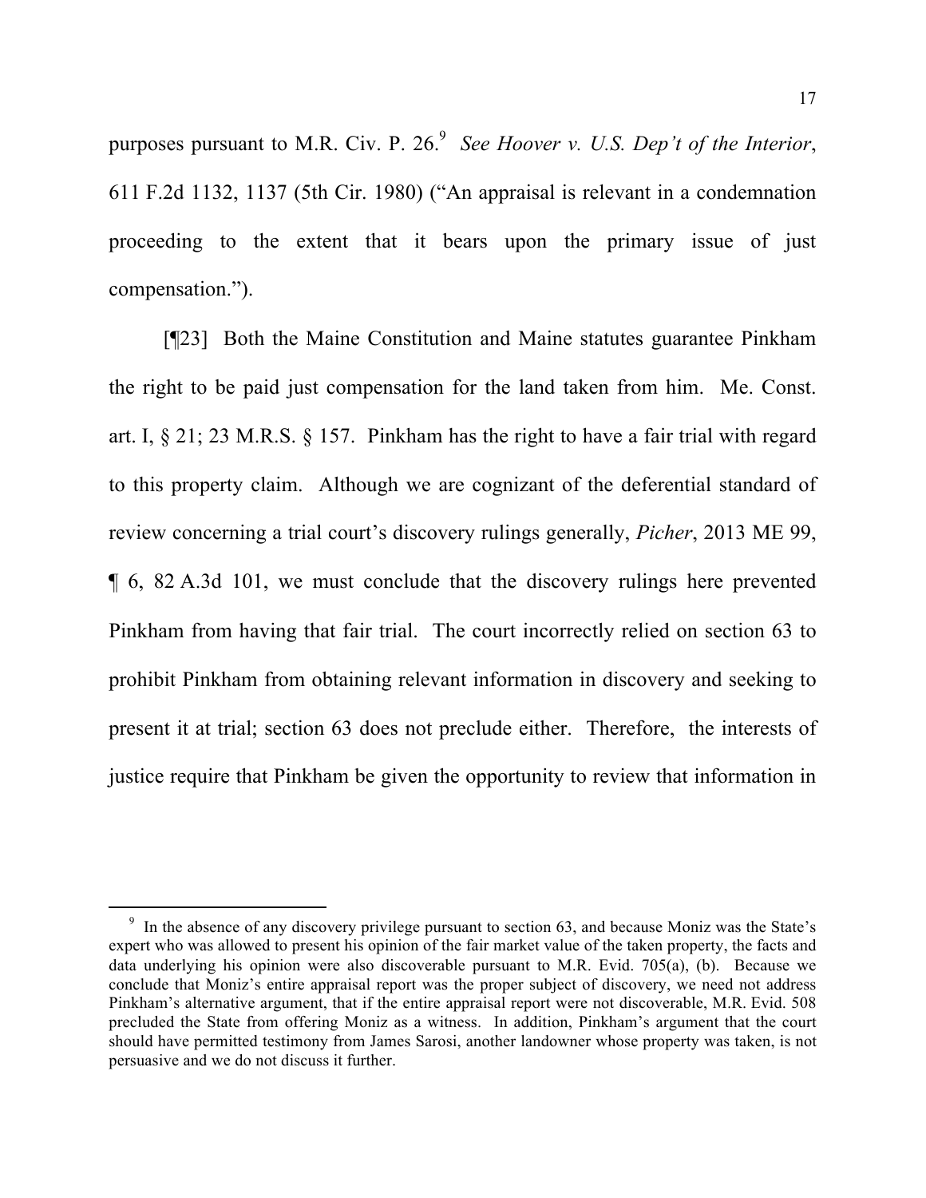purposes pursuant to M.R. Civ. P. 26.[9] *See Hoover v. U.S. Dep't of the Interior*, 611 F.2d 1132, 1137 (5th Cir. 1980) ("An appraisal is relevant in a condemnation proceeding to the extent that it bears upon the primary issue of just compensation.").

[¶23] Both the Maine Constitution and Maine statutes guarantee Pinkham the right to be paid just compensation for the land taken from him. Me. Const. art. I, § 21; 23 M.R.S. § 157. Pinkham has the right to have a fair trial with regard to this property claim. Although we are cognizant of the deferential standard of review concerning a trial court's discovery rulings generally, *Picher*, 2013 ME 99, ¶ 6, 82 A.3d 101, we must conclude that the discovery rulings here prevented Pinkham from having that fair trial. The court incorrectly relied on section 63 to prohibit Pinkham from obtaining relevant information in discovery and seeking to present it at trial; section 63 does not preclude either. Therefore, the interests of justice require that Pinkham be given the opportunity to review that information in

---

[9] In the absence of any discovery privilege pursuant to section 63, and because Moniz was the State's expert who was allowed to present his opinion of the fair market value of the taken property, the facts and data underlying his opinion were also discoverable pursuant to M.R. Evid. 705(a), (b). Because we conclude that Moniz's entire appraisal report was the proper subject of discovery, we need not address Pinkham's alternative argument, that if the entire appraisal report were not discoverable, M.R. Evid. 508 precluded the State from offering Moniz as a witness. In addition, Pinkham's argument that the court should have permitted testimony from James Sarosi, another landowner whose property was taken, is not persuasive and we do not discuss it further.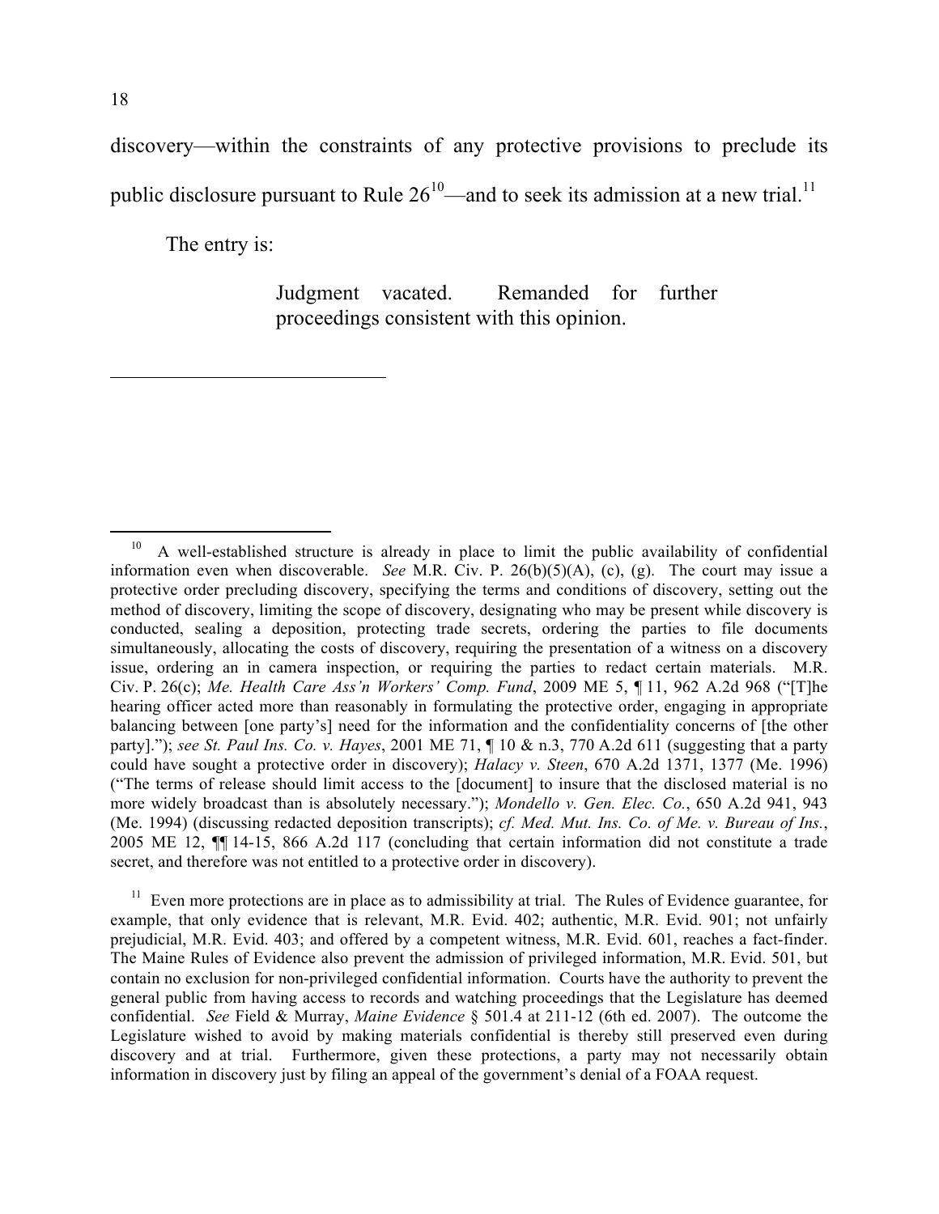discovery—within the constraints of any protective provisions to preclude its public disclosure pursuant to Rule 26[10]—and to seek its admission at a new trial.[11]

The entry is:

> Judgment vacated. Remanded for further proceedings consistent with this opinion.

---

[10] A well-established structure is already in place to limit the public availability of confidential information even when discoverable. *See* M.R. Civ. P. 26(b)(5)(A), (c), (g). The court may issue a protective order precluding discovery, specifying the terms and conditions of discovery, setting out the method of discovery, limiting the scope of discovery, designating who may be present while discovery is conducted, sealing a deposition, protecting trade secrets, ordering the parties to file documents simultaneously, allocating the costs of discovery, requiring the presentation of a witness on a discovery issue, ordering an in camera inspection, or requiring the parties to redact certain materials. M.R. Civ. P. 26(c); *Me. Health Care Ass'n Workers' Comp. Fund*, 2009 ME 5, ¶ 11, 962 A.2d 968 ("[T]he hearing officer acted more than reasonably in formulating the protective order, engaging in appropriate balancing between [one party's] need for the information and the confidentiality concerns of [the other party]."); *see St. Paul Ins. Co. v. Hayes*, 2001 ME 71, ¶ 10 & n.3, 770 A.2d 611 (suggesting that a party could have sought a protective order in discovery); *Halacy v. Steen*, 670 A.2d 1371, 1377 (Me. 1996) ("The terms of release should limit access to the [document] to insure that the disclosed material is no more widely broadcast than is absolutely necessary."); *Mondello v. Gen. Elec. Co.*, 650 A.2d 941, 943 (Me. 1994) (discussing redacted deposition transcripts); *cf. Med. Mut. Ins. Co. of Me. v. Bureau of Ins.*, 2005 ME 12, ¶¶ 14-15, 866 A.2d 117 (concluding that certain information did not constitute a trade secret, and therefore was not entitled to a protective order in discovery).

[11] Even more protections are in place as to admissibility at trial. The Rules of Evidence guarantee, for example, that only evidence that is relevant, M.R. Evid. 402; authentic, M.R. Evid. 901; not unfairly prejudicial, M.R. Evid. 403; and offered by a competent witness, M.R. Evid. 601, reaches a fact-finder. The Maine Rules of Evidence also prevent the admission of privileged information, M.R. Evid. 501, but contain no exclusion for non-privileged confidential information. Courts have the authority to prevent the general public from having access to records and watching proceedings that the Legislature has deemed confidential. *See* Field & Murray, *Maine Evidence* § 501.4 at 211-12 (6th ed. 2007). The outcome the Legislature wished to avoid by making materials confidential is thereby still preserved even during discovery and at trial. Furthermore, given these protections, a party may not necessarily obtain information in discovery just by filing an appeal of the government's denial of a FOAA request.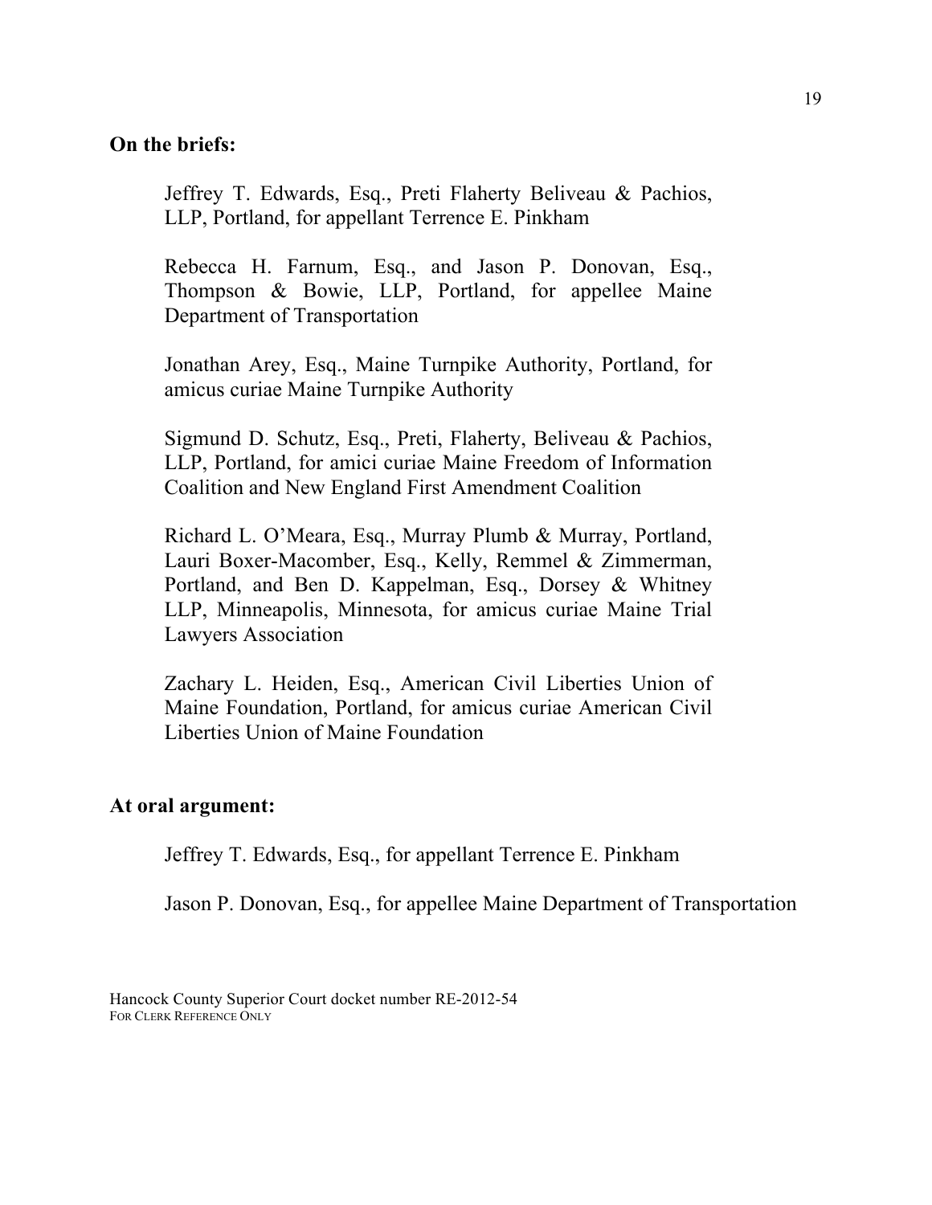**On the briefs:**

Jeffrey T. Edwards, Esq., Preti Flaherty Beliveau & Pachios, LLP, Portland, for appellant Terrence E. Pinkham

Rebecca H. Farnum, Esq., and Jason P. Donovan, Esq., Thompson & Bowie, LLP, Portland, for appellee Maine Department of Transportation

Jonathan Arey, Esq., Maine Turnpike Authority, Portland, for amicus curiae Maine Turnpike Authority

Sigmund D. Schutz, Esq., Preti, Flaherty, Beliveau & Pachios, LLP, Portland, for amici curiae Maine Freedom of Information Coalition and New England First Amendment Coalition

Richard L. O'Meara, Esq., Murray Plumb & Murray, Portland, Lauri Boxer-Macomber, Esq., Kelly, Remmel & Zimmerman, Portland, and Ben D. Kappelman, Esq., Dorsey & Whitney LLP, Minneapolis, Minnesota, for amicus curiae Maine Trial Lawyers Association

Zachary L. Heiden, Esq., American Civil Liberties Union of Maine Foundation, Portland, for amicus curiae American Civil Liberties Union of Maine Foundation

**At oral argument:**

Jeffrey T. Edwards, Esq., for appellant Terrence E. Pinkham

Jason P. Donovan, Esq., for appellee Maine Department of Transportation

Hancock County Superior Court docket number RE-2012-54
FOR CLERK REFERENCE ONLY